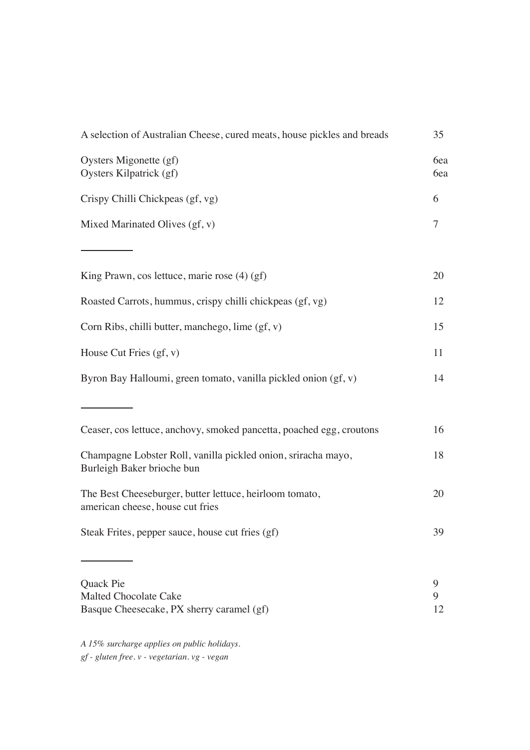| | |
|---|---|
| A selection of Australian Cheese, cured meats, house pickles and breads | 35 |
| Oysters Migonette (gf) | 6ea |
| Oysters Kilpatrick (gf) | 6ea |
| Crispy Chilli Chickpeas (gf, vg) | 6 |
| Mixed Marinated Olives (gf, v) | 7 |

---

| | |
|---|---|
| King Prawn, cos lettuce, marie rose (4) (gf) | 20 |
| Roasted Carrots, hummus, crispy chilli chickpeas (gf, vg) | 12 |
| Corn Ribs, chilli butter, manchego, lime (gf, v) | 15 |
| House Cut Fries (gf, v) | 11 |
| Byron Bay Halloumi, green tomato, vanilla pickled onion (gf, v) | 14 |

---

| | |
|---|---|
| Ceaser, cos lettuce, anchovy, smoked pancetta, poached egg, croutons | 16 |
| Champagne Lobster Roll, vanilla pickled onion, sriracha mayo, Burleigh Baker brioche bun | 18 |
| The Best Cheeseburger, butter lettuce, heirloom tomato, american cheese, house cut fries | 20 |
| Steak Frites, pepper sauce, house cut fries (gf) | 39 |

---

| | |
|---|---|
| Quack Pie | 9 |
| Malted Chocolate Cake | 9 |
| Basque Cheesecake, PX sherry caramel (gf) | 12 |

*A 15% surcharge applies on public holidays.*

*gf - gluten free. v - vegetarian. vg - vegan*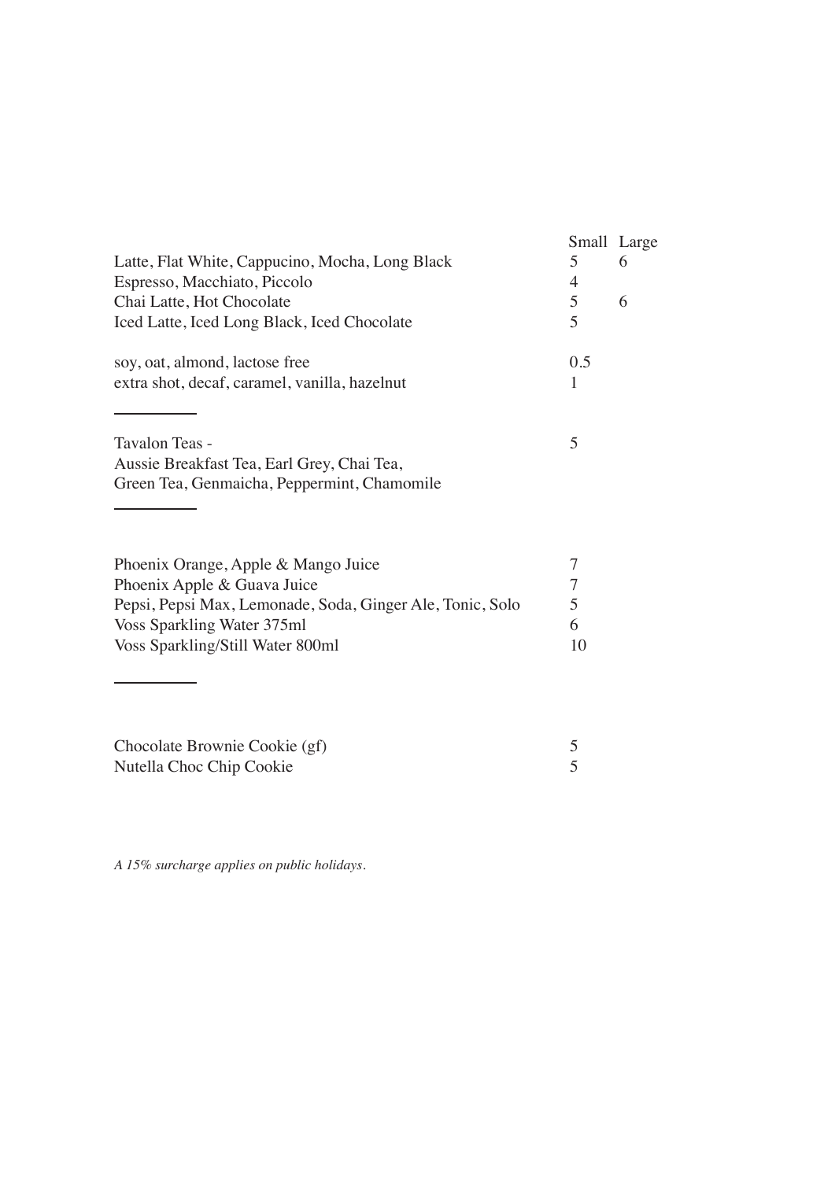| | Small | Large |
|---|---|---|
| Latte, Flat White, Cappucino, Mocha, Long Black | 5 | 6 |
| Espresso, Macchiato, Piccolo | 4 | |
| Chai Latte, Hot Chocolate | 5 | 6 |
| Iced Latte, Iced Long Black, Iced Chocolate | 5 | |
| | | |
| soy, oat, almond, lactose free | 0.5 | |
| extra shot, decaf, caramel, vanilla, hazelnut | 1 | |

---

| | |
|---|---|
| Tavalon Teas -<br>Aussie Breakfast Tea, Earl Grey, Chai Tea,<br>Green Tea, Genmaicha, Peppermint, Chamomile | 5 |

---

| | |
|---|---|
| Phoenix Orange, Apple & Mango Juice | 7 |
| Phoenix Apple & Guava Juice | 7 |
| Pepsi, Pepsi Max, Lemonade, Soda, Ginger Ale, Tonic, Solo | 5 |
| Voss Sparkling Water 375ml | 6 |
| Voss Sparkling/Still Water 800ml | 10 |

---

| | |
|---|---|
| Chocolate Brownie Cookie (gf) | 5 |
| Nutella Choc Chip Cookie | 5 |

*A 15% surcharge applies on public holidays.*